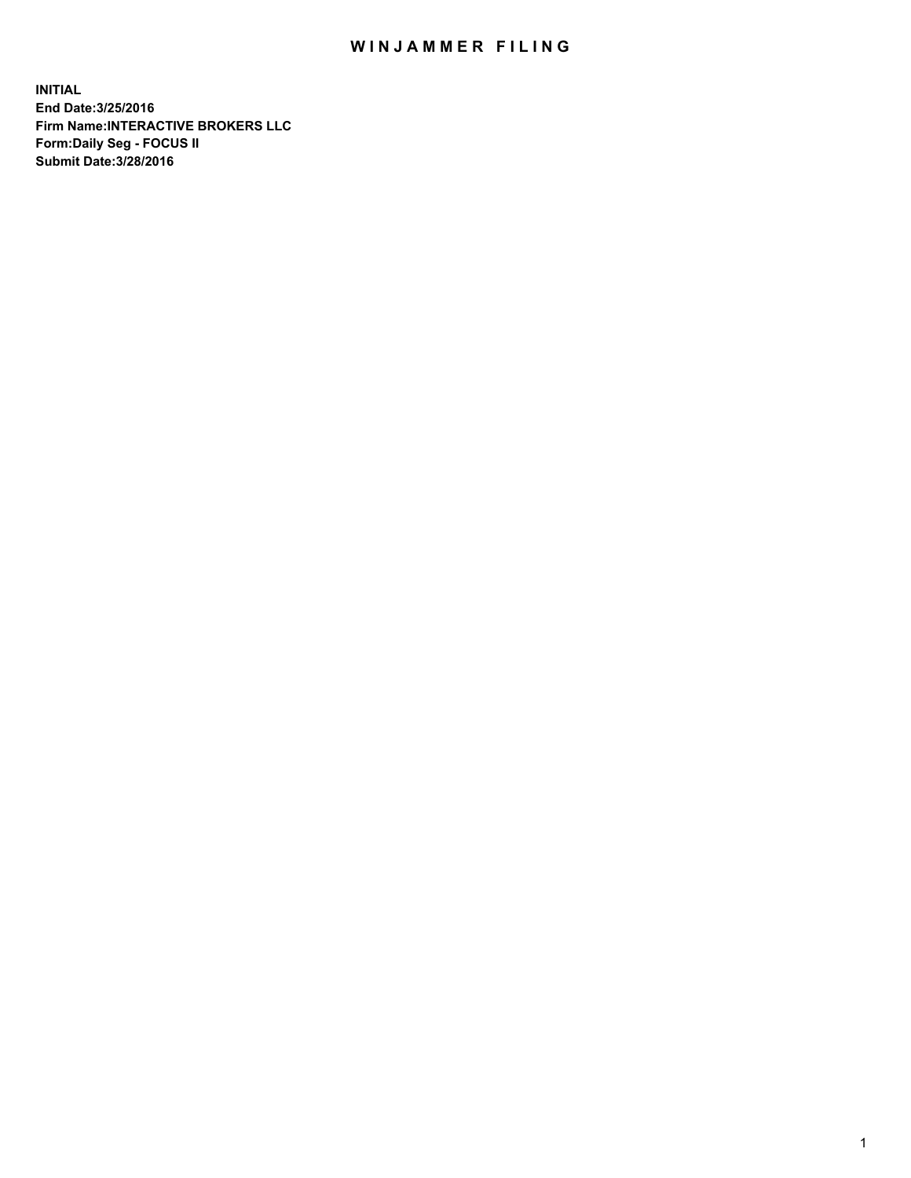# WINJAMMER FILING

**INITIAL**
**End Date:3/25/2016**
**Firm Name:INTERACTIVE BROKERS LLC**
**Form:Daily Seg - FOCUS II**
**Submit Date:3/28/2016**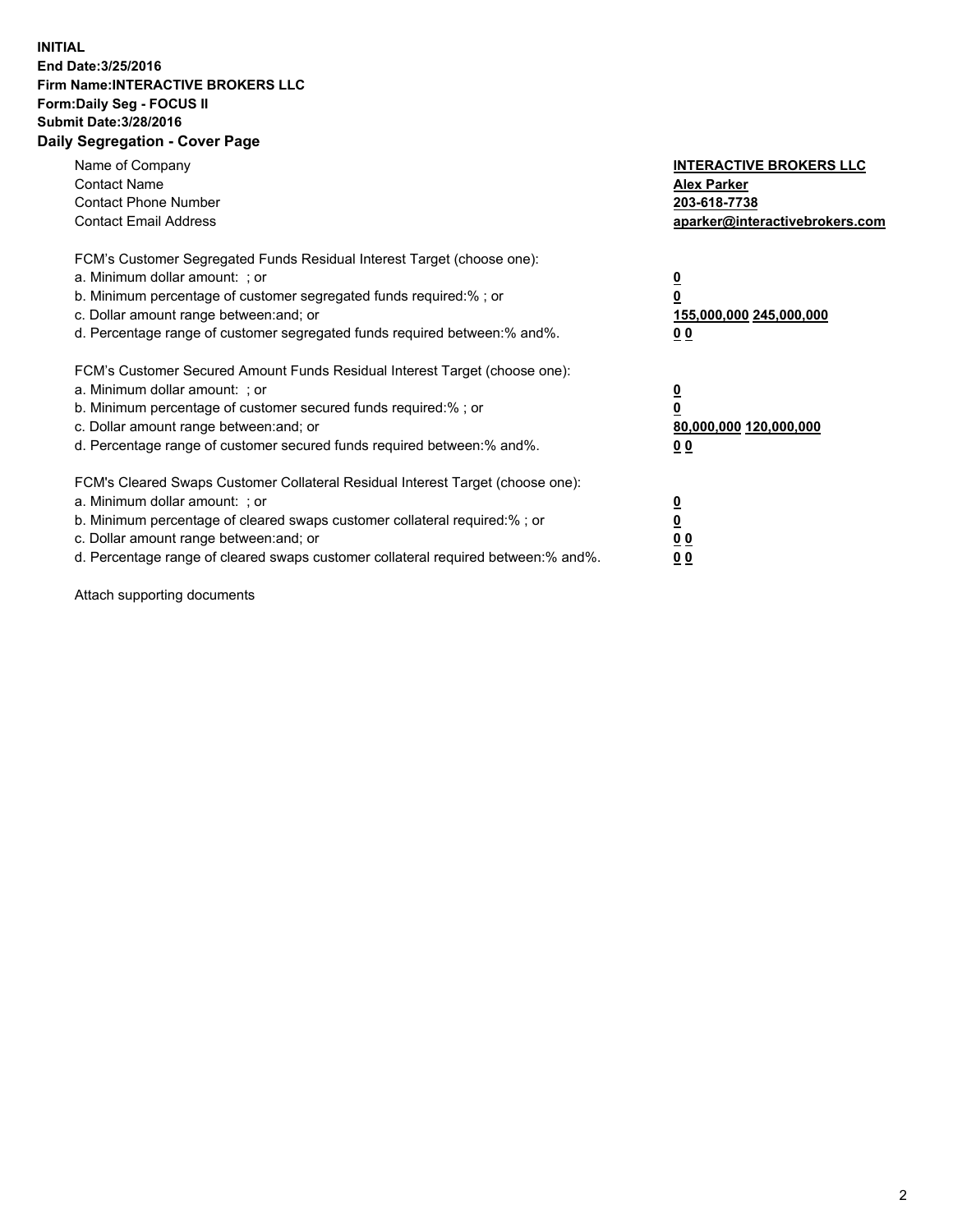**INITIAL**
**End Date:3/25/2016**
**Firm Name:INTERACTIVE BROKERS LLC**
**Form:Daily Seg - FOCUS II**
**Submit Date:3/28/2016**

## Daily Segregation - Cover Page

| | |
|---|---|
| Name of Company | **INTERACTIVE BROKERS LLC** |
| Contact Name | **Alex Parker** |
| Contact Phone Number | **203-618-7738** |
| Contact Email Address | **aparker@interactivebrokers.com** |

FCM's Customer Segregated Funds Residual Interest Target (choose one):

| | |
|---|---|
| a. Minimum dollar amount: ; or | **0** |
| b. Minimum percentage of customer segregated funds required:% ; or | **0** |
| c. Dollar amount range between:and; or | **155,000,000 245,000,000** |
| d. Percentage range of customer segregated funds required between:% and%. | **0 0** |

FCM's Customer Secured Amount Funds Residual Interest Target (choose one):

| | |
|---|---|
| a. Minimum dollar amount: ; or | **0** |
| b. Minimum percentage of customer secured funds required:% ; or | **0** |
| c. Dollar amount range between:and; or | **80,000,000 120,000,000** |
| d. Percentage range of customer secured funds required between:% and%. | **0 0** |

FCM's Cleared Swaps Customer Collateral Residual Interest Target (choose one):

| | |
|---|---|
| a. Minimum dollar amount: ; or | **0** |
| b. Minimum percentage of cleared swaps customer collateral required:% ; or | **0** |
| c. Dollar amount range between:and; or | **0 0** |
| d. Percentage range of cleared swaps customer collateral required between:% and%. | **0 0** |

Attach supporting documents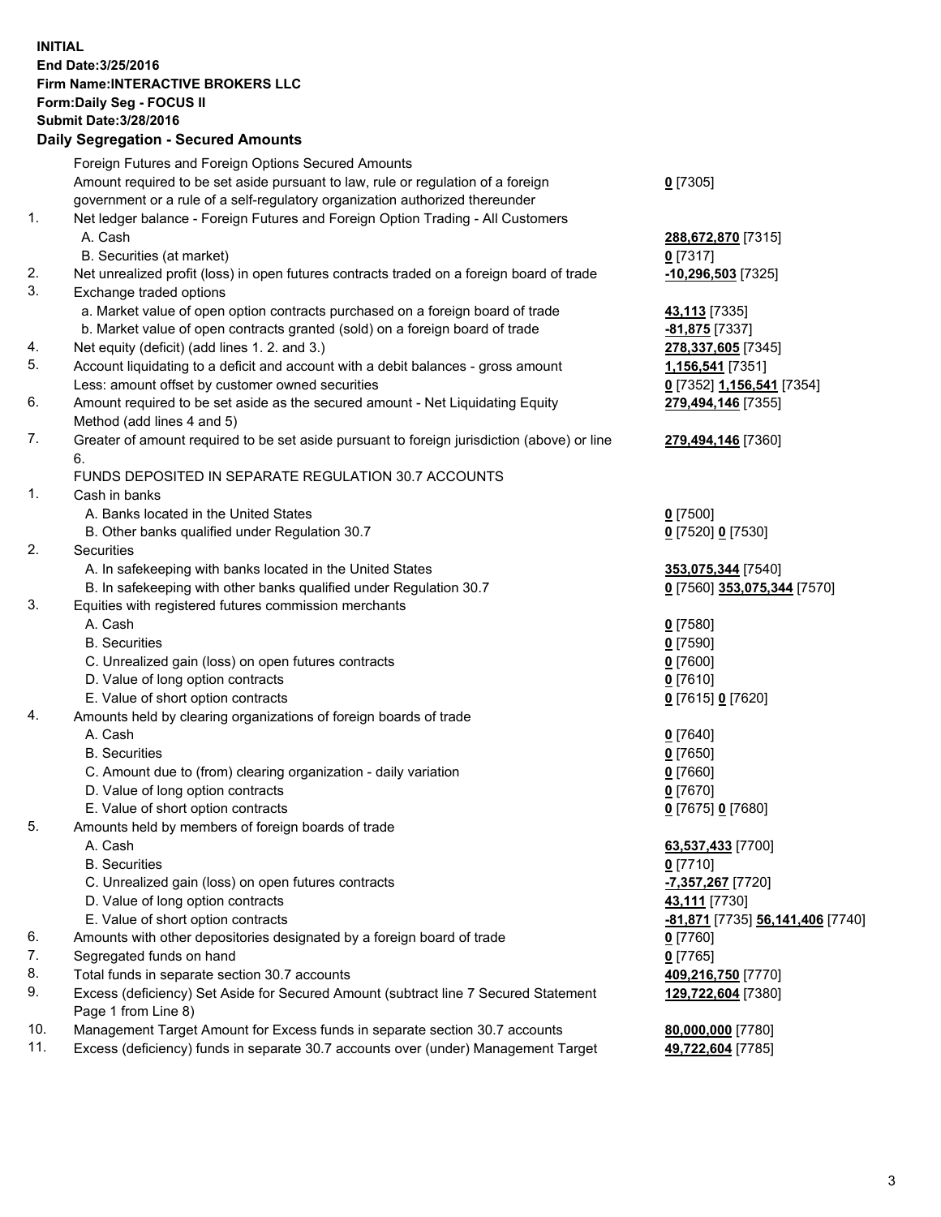**INITIAL**
**End Date:3/25/2016**
**Firm Name:INTERACTIVE BROKERS LLC**
**Form:Daily Seg - FOCUS II**
**Submit Date:3/28/2016**
**Daily Segregation - Secured Amounts**

| | | |
|---|---|---|
| | Foreign Futures and Foreign Options Secured Amounts | |
| | Amount required to be set aside pursuant to law, rule or regulation of a foreign government or a rule of a self-regulatory organization authorized thereunder | **0** [7305] |
| 1. | Net ledger balance - Foreign Futures and Foreign Option Trading - All Customers | |
| | A. Cash | **288,672,870** [7315] |
| | B. Securities (at market) | **0** [7317] |
| 2. | Net unrealized profit (loss) in open futures contracts traded on a foreign board of trade | **-10,296,503** [7325] |
| 3. | Exchange traded options | |
| | a. Market value of open option contracts purchased on a foreign board of trade | **43,113** [7335] |
| | b. Market value of open contracts granted (sold) on a foreign board of trade | **-81,875** [7337] |
| 4. | Net equity (deficit) (add lines 1. 2. and 3.) | **278,337,605** [7345] |
| 5. | Account liquidating to a deficit and account with a debit balances - gross amount | **1,156,541** [7351] |
| | Less: amount offset by customer owned securities | **0** [7352] **1,156,541** [7354] |
| 6. | Amount required to be set aside as the secured amount - Net Liquidating Equity Method (add lines 4 and 5) | **279,494,146** [7355] |
| 7. | Greater of amount required to be set aside pursuant to foreign jurisdiction (above) or line 6. | **279,494,146** [7360] |
| | FUNDS DEPOSITED IN SEPARATE REGULATION 30.7 ACCOUNTS | |
| 1. | Cash in banks | |
| | A. Banks located in the United States | **0** [7500] |
| | B. Other banks qualified under Regulation 30.7 | **0** [7520] **0** [7530] |
| 2. | Securities | |
| | A. In safekeeping with banks located in the United States | **353,075,344** [7540] |
| | B. In safekeeping with other banks qualified under Regulation 30.7 | **0** [7560] **353,075,344** [7570] |
| 3. | Equities with registered futures commission merchants | |
| | A. Cash | **0** [7580] |
| | B. Securities | **0** [7590] |
| | C. Unrealized gain (loss) on open futures contracts | **0** [7600] |
| | D. Value of long option contracts | **0** [7610] |
| | E. Value of short option contracts | **0** [7615] **0** [7620] |
| 4. | Amounts held by clearing organizations of foreign boards of trade | |
| | A. Cash | **0** [7640] |
| | B. Securities | **0** [7650] |
| | C. Amount due to (from) clearing organization - daily variation | **0** [7660] |
| | D. Value of long option contracts | **0** [7670] |
| | E. Value of short option contracts | **0** [7675] **0** [7680] |
| 5. | Amounts held by members of foreign boards of trade | |
| | A. Cash | **63,537,433** [7700] |
| | B. Securities | **0** [7710] |
| | C. Unrealized gain (loss) on open futures contracts | **-7,357,267** [7720] |
| | D. Value of long option contracts | **43,111** [7730] |
| | E. Value of short option contracts | **-81,871** [7735] **56,141,406** [7740] |
| 6. | Amounts with other depositories designated by a foreign board of trade | **0** [7760] |
| 7. | Segregated funds on hand | **0** [7765] |
| 8. | Total funds in separate section 30.7 accounts | **409,216,750** [7770] |
| 9. | Excess (deficiency) Set Aside for Secured Amount (subtract line 7 Secured Statement Page 1 from Line 8) | **129,722,604** [7380] |
| 10. | Management Target Amount for Excess funds in separate section 30.7 accounts | **80,000,000** [7780] |
| 11. | Excess (deficiency) funds in separate 30.7 accounts over (under) Management Target | **49,722,604** [7785] |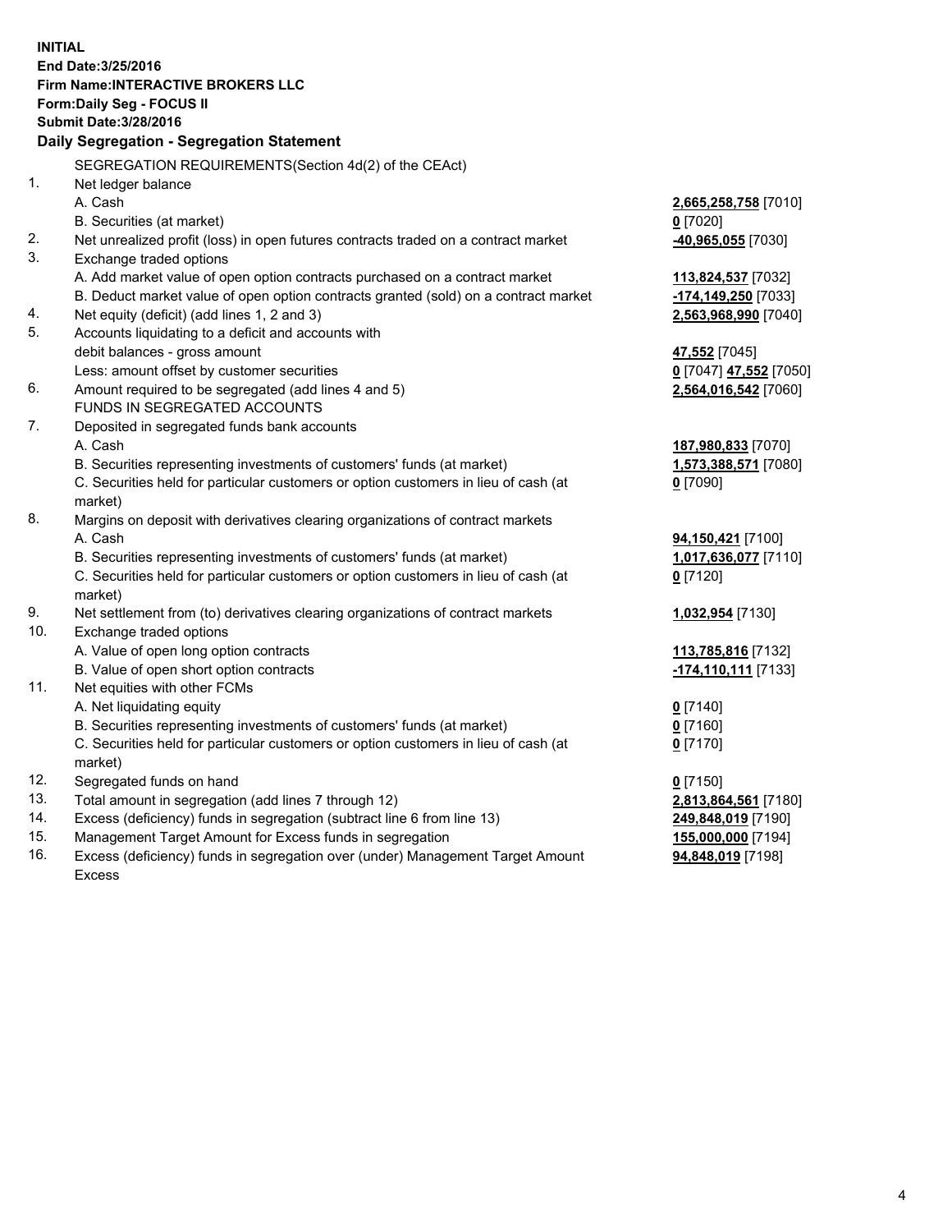**INITIAL**
**End Date:3/25/2016**
**Firm Name:INTERACTIVE BROKERS LLC**
**Form:Daily Seg - FOCUS II**
**Submit Date:3/28/2016**

### Daily Segregation - Segregation Statement

SEGREGATION REQUIREMENTS(Section 4d(2) of the CEAct)

| | | |
|---|---|---|
| 1. | Net ledger balance | |
| | A. Cash | **2,665,258,758** [7010] |
| | B. Securities (at market) | **0** [7020] |
| 2. | Net unrealized profit (loss) in open futures contracts traded on a contract market | **-40,965,055** [7030] |
| 3. | Exchange traded options | |
| | A. Add market value of open option contracts purchased on a contract market | **113,824,537** [7032] |
| | B. Deduct market value of open option contracts granted (sold) on a contract market | **-174,149,250** [7033] |
| 4. | Net equity (deficit) (add lines 1, 2 and 3) | **2,563,968,990** [7040] |
| 5. | Accounts liquidating to a deficit and accounts with debit balances - gross amount | **47,552** [7045] |
| | Less: amount offset by customer securities | **0** [7047] **47,552** [7050] |
| 6. | Amount required to be segregated (add lines 4 and 5) | **2,564,016,542** [7060] |
| | FUNDS IN SEGREGATED ACCOUNTS | |
| 7. | Deposited in segregated funds bank accounts | |
| | A. Cash | **187,980,833** [7070] |
| | B. Securities representing investments of customers' funds (at market) | **1,573,388,571** [7080] |
| | C. Securities held for particular customers or option customers in lieu of cash (at market) | **0** [7090] |
| 8. | Margins on deposit with derivatives clearing organizations of contract markets | |
| | A. Cash | **94,150,421** [7100] |
| | B. Securities representing investments of customers' funds (at market) | **1,017,636,077** [7110] |
| | C. Securities held for particular customers or option customers in lieu of cash (at market) | **0** [7120] |
| 9. | Net settlement from (to) derivatives clearing organizations of contract markets | **1,032,954** [7130] |
| 10. | Exchange traded options | |
| | A. Value of open long option contracts | **113,785,816** [7132] |
| | B. Value of open short option contracts | **-174,110,111** [7133] |
| 11. | Net equities with other FCMs | |
| | A. Net liquidating equity | **0** [7140] |
| | B. Securities representing investments of customers' funds (at market) | **0** [7160] |
| | C. Securities held for particular customers or option customers in lieu of cash (at market) | **0** [7170] |
| 12. | Segregated funds on hand | **0** [7150] |
| 13. | Total amount in segregation (add lines 7 through 12) | **2,813,864,561** [7180] |
| 14. | Excess (deficiency) funds in segregation (subtract line 6 from line 13) | **249,848,019** [7190] |
| 15. | Management Target Amount for Excess funds in segregation | **155,000,000** [7194] |
| 16. | Excess (deficiency) funds in segregation over (under) Management Target Amount Excess | **94,848,019** [7198] |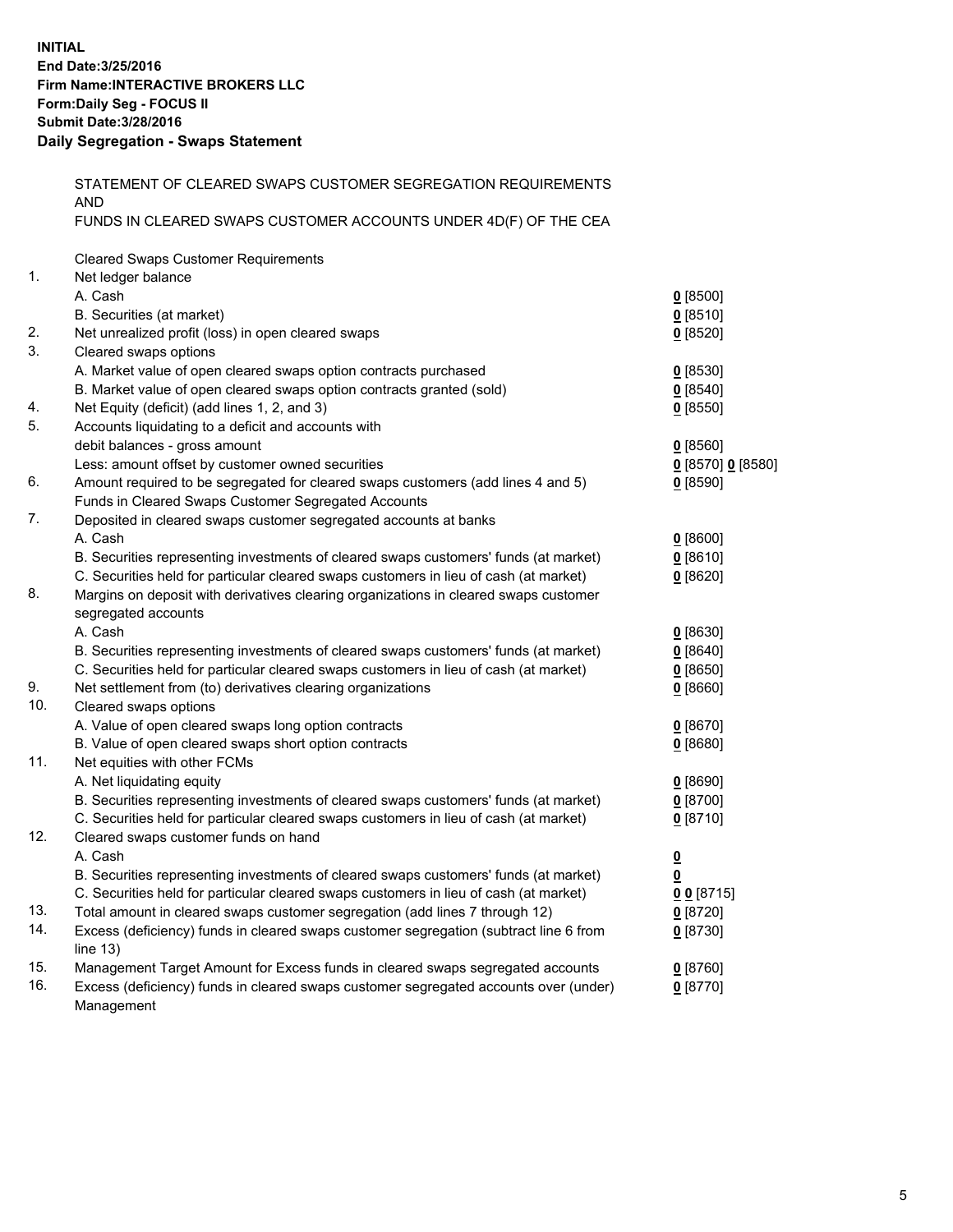**INITIAL**
**End Date:3/25/2016**
**Firm Name:INTERACTIVE BROKERS LLC**
**Form:Daily Seg - FOCUS II**
**Submit Date:3/28/2016**
**Daily Segregation - Swaps Statement**

STATEMENT OF CLEARED SWAPS CUSTOMER SEGREGATION REQUIREMENTS AND FUNDS IN CLEARED SWAPS CUSTOMER ACCOUNTS UNDER 4D(F) OF THE CEA

| | | |
|---|---|---|
| | Cleared Swaps Customer Requirements | |
| 1. | Net ledger balance | |
| | A. Cash | 0 [8500] |
| | B. Securities (at market) | 0 [8510] |
| 2. | Net unrealized profit (loss) in open cleared swaps | 0 [8520] |
| 3. | Cleared swaps options | |
| | A. Market value of open cleared swaps option contracts purchased | 0 [8530] |
| | B. Market value of open cleared swaps option contracts granted (sold) | 0 [8540] |
| 4. | Net Equity (deficit) (add lines 1, 2, and 3) | 0 [8550] |
| 5. | Accounts liquidating to a deficit and accounts with debit balances - gross amount | 0 [8560] |
| | Less: amount offset by customer owned securities | 0 [8570] 0 [8580] |
| 6. | Amount required to be segregated for cleared swaps customers (add lines 4 and 5) | 0 [8590] |
| | Funds in Cleared Swaps Customer Segregated Accounts | |
| 7. | Deposited in cleared swaps customer segregated accounts at banks | |
| | A. Cash | 0 [8600] |
| | B. Securities representing investments of cleared swaps customers' funds (at market) | 0 [8610] |
| | C. Securities held for particular cleared swaps customers in lieu of cash (at market) | 0 [8620] |
| 8. | Margins on deposit with derivatives clearing organizations in cleared swaps customer segregated accounts | |
| | A. Cash | 0 [8630] |
| | B. Securities representing investments of cleared swaps customers' funds (at market) | 0 [8640] |
| | C. Securities held for particular cleared swaps customers in lieu of cash (at market) | 0 [8650] |
| 9. | Net settlement from (to) derivatives clearing organizations | 0 [8660] |
| 10. | Cleared swaps options | |
| | A. Value of open cleared swaps long option contracts | 0 [8670] |
| | B. Value of open cleared swaps short option contracts | 0 [8680] |
| 11. | Net equities with other FCMs | |
| | A. Net liquidating equity | 0 [8690] |
| | B. Securities representing investments of cleared swaps customers' funds (at market) | 0 [8700] |
| | C. Securities held for particular cleared swaps customers in lieu of cash (at market) | 0 [8710] |
| 12. | Cleared swaps customer funds on hand | |
| | A. Cash | 0 |
| | B. Securities representing investments of cleared swaps customers' funds (at market) | 0 |
| | C. Securities held for particular cleared swaps customers in lieu of cash (at market) | 0 0 [8715] |
| 13. | Total amount in cleared swaps customer segregation (add lines 7 through 12) | 0 [8720] |
| 14. | Excess (deficiency) funds in cleared swaps customer segregation (subtract line 6 from line 13) | 0 [8730] |
| 15. | Management Target Amount for Excess funds in cleared swaps segregated accounts | 0 [8760] |
| 16. | Excess (deficiency) funds in cleared swaps customer segregated accounts over (under) Management | 0 [8770] |